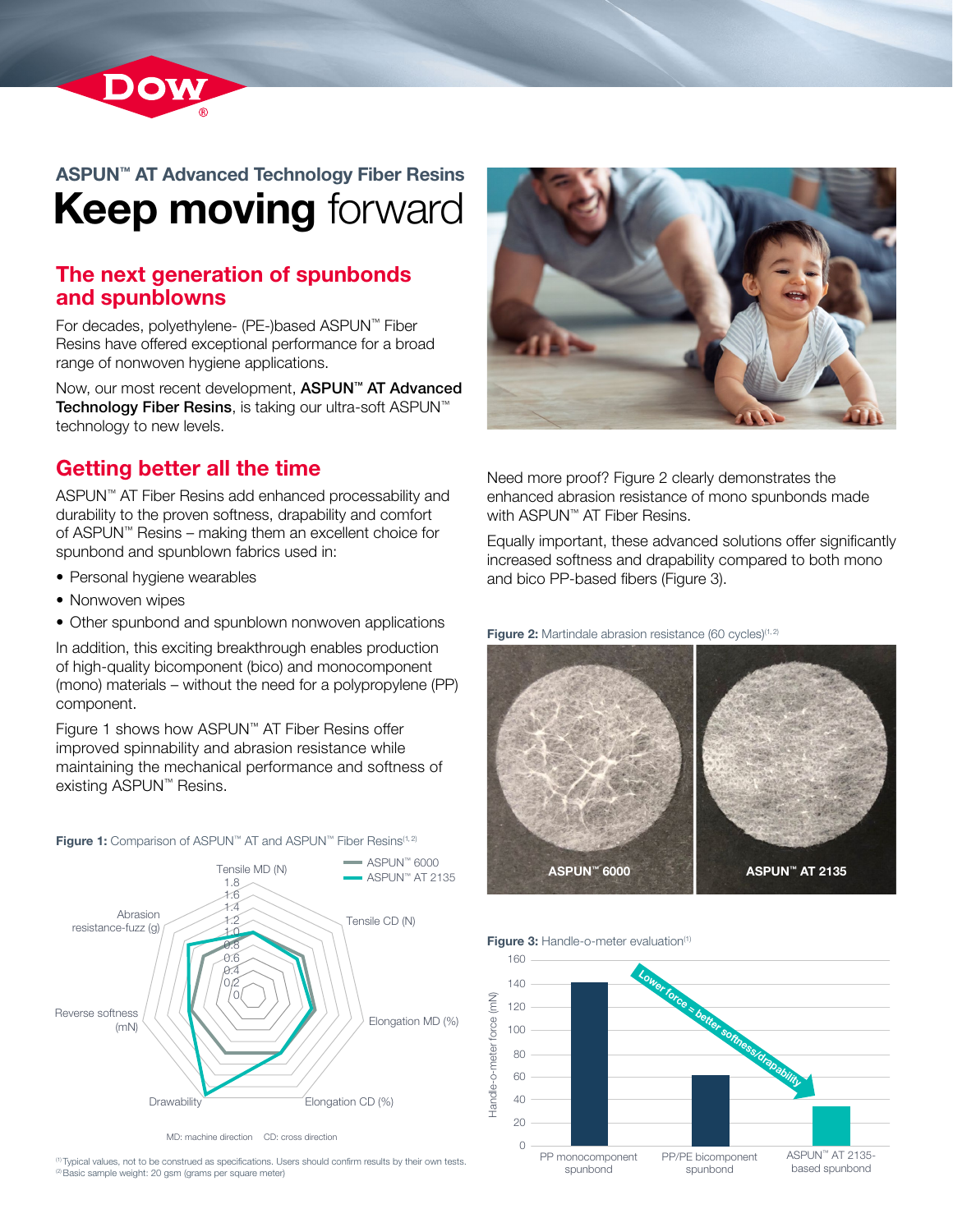ASPUN™ AT Advanced Technology Fiber Resins

# **Keep moving** forward

## The next generation of spunbonds and spunblowns

For decades, polyethylene- (PE-)based ASPUN™ Fiber Resins have offered exceptional performance for a broad range of nonwoven hygiene applications.

Now, our most recent development, **ASPUN™ AT Advanced Technology Fiber Resins**, is taking our ultra-soft ASPUN™ technology to new levels.

## Getting better all the time

ASPUN™ AT Fiber Resins add enhanced processability and durability to the proven softness, drapability and comfort of ASPUN™ Resins – making them an excellent choice for spunbond and spunblown fabrics used in:

- Personal hygiene wearables
- Nonwoven wipes
- Other spunbond and spunblown nonwoven applications

In addition, this exciting breakthrough enables production of high-quality bicomponent (bico) and monocomponent (mono) materials – without the need for a polypropylene (PP) component.

Figure 1 shows how ASPUN™ AT Fiber Resins offer improved spinnability and abrasion resistance while maintaining the mechanical performance and softness of existing ASPUN™ Resins.

**Figure 1:** Comparison of ASPUN™ AT and ASPUN™ Fiber Resins[1, 2]

MD: machine direction CD: cross direction

[1] Typical values, not to be construed as specifications. Users should confirm results by their own tests.
[2] Basic sample weight: 20 gsm (grams per square meter)

Need more proof? Figure 2 clearly demonstrates the enhanced abrasion resistance of mono spunbonds made with ASPUN™ AT Fiber Resins.

Equally important, these advanced solutions offer significantly increased softness and drapability compared to both mono and bico PP-based fibers (Figure 3).

**Figure 2:** Martindale abrasion resistance (60 cycles)[1, 2]

**Figure 3:** Handle-o-meter evaluation[1]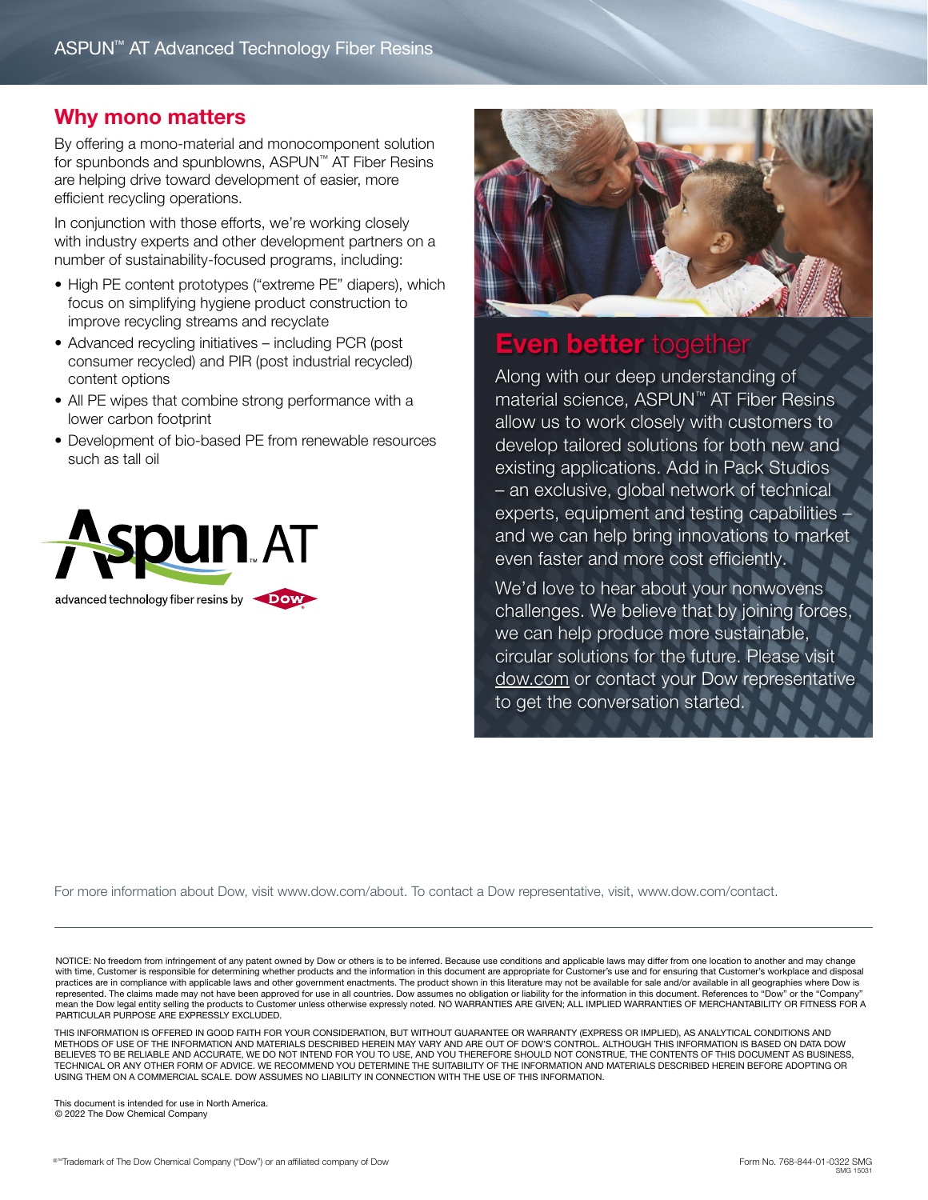## Why mono matters

By offering a mono-material and monocomponent solution for spunbonds and spunblowns, ASPUN™ AT Fiber Resins are helping drive toward development of easier, more efficient recycling operations.

In conjunction with those efforts, we're working closely with industry experts and other development partners on a number of sustainability-focused programs, including:

- High PE content prototypes ("extreme PE" diapers), which focus on simplifying hygiene product construction to improve recycling streams and recyclate
- Advanced recycling initiatives – including PCR (post consumer recycled) and PIR (post industrial recycled) content options
- All PE wipes that combine strong performance with a lower carbon footprint
- Development of bio-based PE from renewable resources such as tall oil

Aspun AT

advanced technology fiber resins by Dow

## Even better together

Along with our deep understanding of material science, ASPUN™ AT Fiber Resins allow us to work closely with customers to develop tailored solutions for both new and existing applications. Add in Pack Studios – an exclusive, global network of technical experts, equipment and testing capabilities – and we can help bring innovations to market even faster and more cost efficiently.

We'd love to hear about your nonwovens challenges. We believe that by joining forces, we can help produce more sustainable, circular solutions for the future. Please visit dow.com or contact your Dow representative to get the conversation started.

For more information about Dow, visit www.dow.com/about. To contact a Dow representative, visit, www.dow.com/contact.

NOTICE: No freedom from infringement of any patent owned by Dow or others is to be inferred. Because use conditions and applicable laws may differ from one location to another and may change with time, Customer is responsible for determining whether products and the information in this document are appropriate for Customer's use and for ensuring that Customer's workplace and disposal practices are in compliance with applicable laws and other government enactments. The product shown in this literature may not be available for sale and/or available in all geographies where Dow is represented. The claims made may not have been approved for use in all countries. Dow assumes no obligation or liability for the information in this document. References to "Dow" or the "Company" mean the Dow legal entity selling the products to Customer unless otherwise expressly noted. NO WARRANTIES ARE GIVEN; ALL IMPLIED WARRANTIES OF MERCHANTABILITY OR FITNESS FOR A PARTICULAR PURPOSE ARE EXPRESSLY EXCLUDED.

THIS INFORMATION IS OFFERED IN GOOD FAITH FOR YOUR CONSIDERATION, BUT WITHOUT GUARANTEE OR WARRANTY (EXPRESS OR IMPLIED), AS ANALYTICAL CONDITIONS AND METHODS OF USE OF THE INFORMATION AND MATERIALS DESCRIBED HEREIN MAY VARY AND ARE OUT OF DOW'S CONTROL. ALTHOUGH THIS INFORMATION IS BASED ON DATA DOW BELIEVES TO BE RELIABLE AND ACCURATE, WE DO NOT INTEND FOR YOU TO USE, AND YOU THEREFORE SHOULD NOT CONSTRUE, THE CONTENTS OF THIS DOCUMENT AS BUSINESS, TECHNICAL OR ANY OTHER FORM OF ADVICE. WE RECOMMEND YOU DETERMINE THE SUITABILITY OF THE INFORMATION AND MATERIALS DESCRIBED HEREIN BEFORE ADOPTING OR USING THEM ON A COMMERCIAL SCALE. DOW ASSUMES NO LIABILITY IN CONNECTION WITH THE USE OF THIS INFORMATION.

This document is intended for use in North America.
© 2022 The Dow Chemical Company

®™Trademark of The Dow Chemical Company ("Dow") or an affiliated company of Dow

Form No. 768-844-01-0322 SMG
SMG 15031